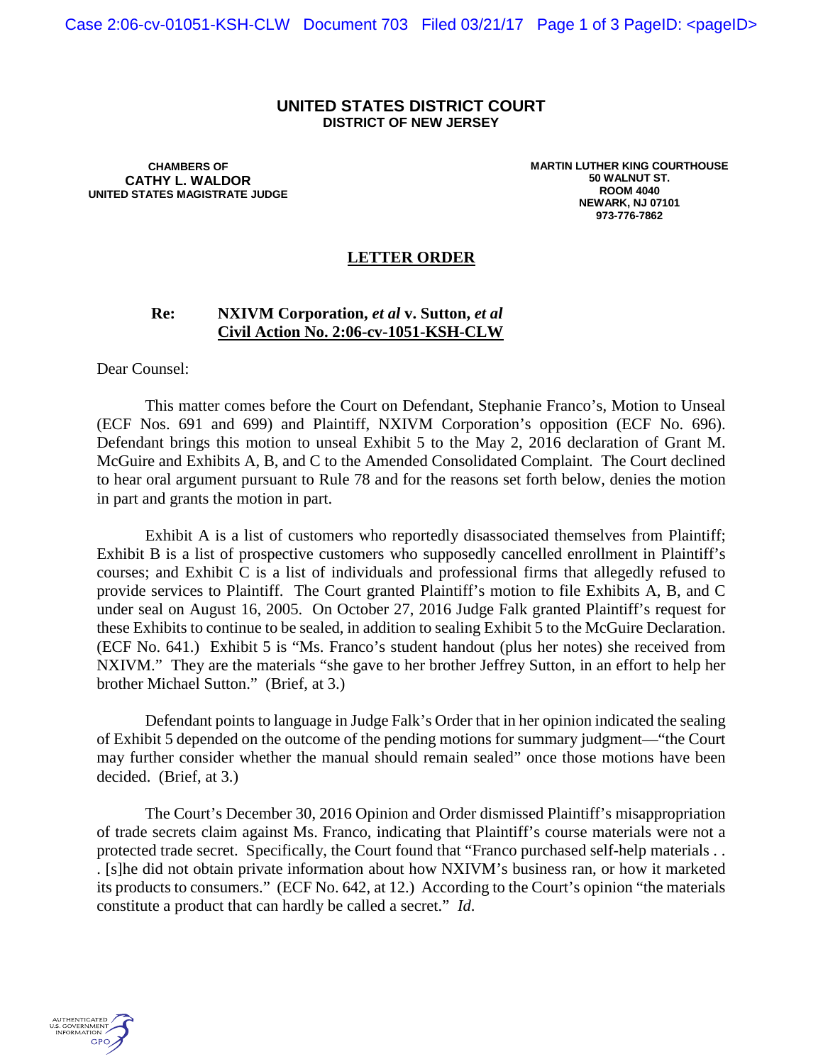**UNITED STATES DISTRICT COURT**
**DISTRICT OF NEW JERSEY**

**CHAMBERS OF**
**CATHY L. WALDOR**
**UNITED STATES MAGISTRATE JUDGE**

**MARTIN LUTHER KING COURTHOUSE**
**50 WALNUT ST.**
**ROOM 4040**
**NEWARK, NJ 07101**
**973-776-7862**

# LETTER ORDER

**Re: NXIVM Corporation, *et al* v. Sutton, *et al***
**Civil Action No. 2:06-cv-1051-KSH-CLW**

Dear Counsel:

This matter comes before the Court on Defendant, Stephanie Franco's, Motion to Unseal (ECF Nos. 691 and 699) and Plaintiff, NXIVM Corporation's opposition (ECF No. 696). Defendant brings this motion to unseal Exhibit 5 to the May 2, 2016 declaration of Grant M. McGuire and Exhibits A, B, and C to the Amended Consolidated Complaint. The Court declined to hear oral argument pursuant to Rule 78 and for the reasons set forth below, denies the motion in part and grants the motion in part.

Exhibit A is a list of customers who reportedly disassociated themselves from Plaintiff; Exhibit B is a list of prospective customers who supposedly cancelled enrollment in Plaintiff's courses; and Exhibit C is a list of individuals and professional firms that allegedly refused to provide services to Plaintiff. The Court granted Plaintiff's motion to file Exhibits A, B, and C under seal on August 16, 2005. On October 27, 2016 Judge Falk granted Plaintiff's request for these Exhibits to continue to be sealed, in addition to sealing Exhibit 5 to the McGuire Declaration. (ECF No. 641.) Exhibit 5 is "Ms. Franco's student handout (plus her notes) she received from NXIVM." They are the materials "she gave to her brother Jeffrey Sutton, in an effort to help her brother Michael Sutton." (Brief, at 3.)

Defendant points to language in Judge Falk's Order that in her opinion indicated the sealing of Exhibit 5 depended on the outcome of the pending motions for summary judgment—"the Court may further consider whether the manual should remain sealed" once those motions have been decided. (Brief, at 3.)

The Court's December 30, 2016 Opinion and Order dismissed Plaintiff's misappropriation of trade secrets claim against Ms. Franco, indicating that Plaintiff's course materials were not a protected trade secret. Specifically, the Court found that "Franco purchased self-help materials . . . [s]he did not obtain private information about how NXIVM's business ran, or how it marketed its products to consumers." (ECF No. 642, at 12.) According to the Court's opinion "the materials constitute a product that can hardly be called a secret." *Id*.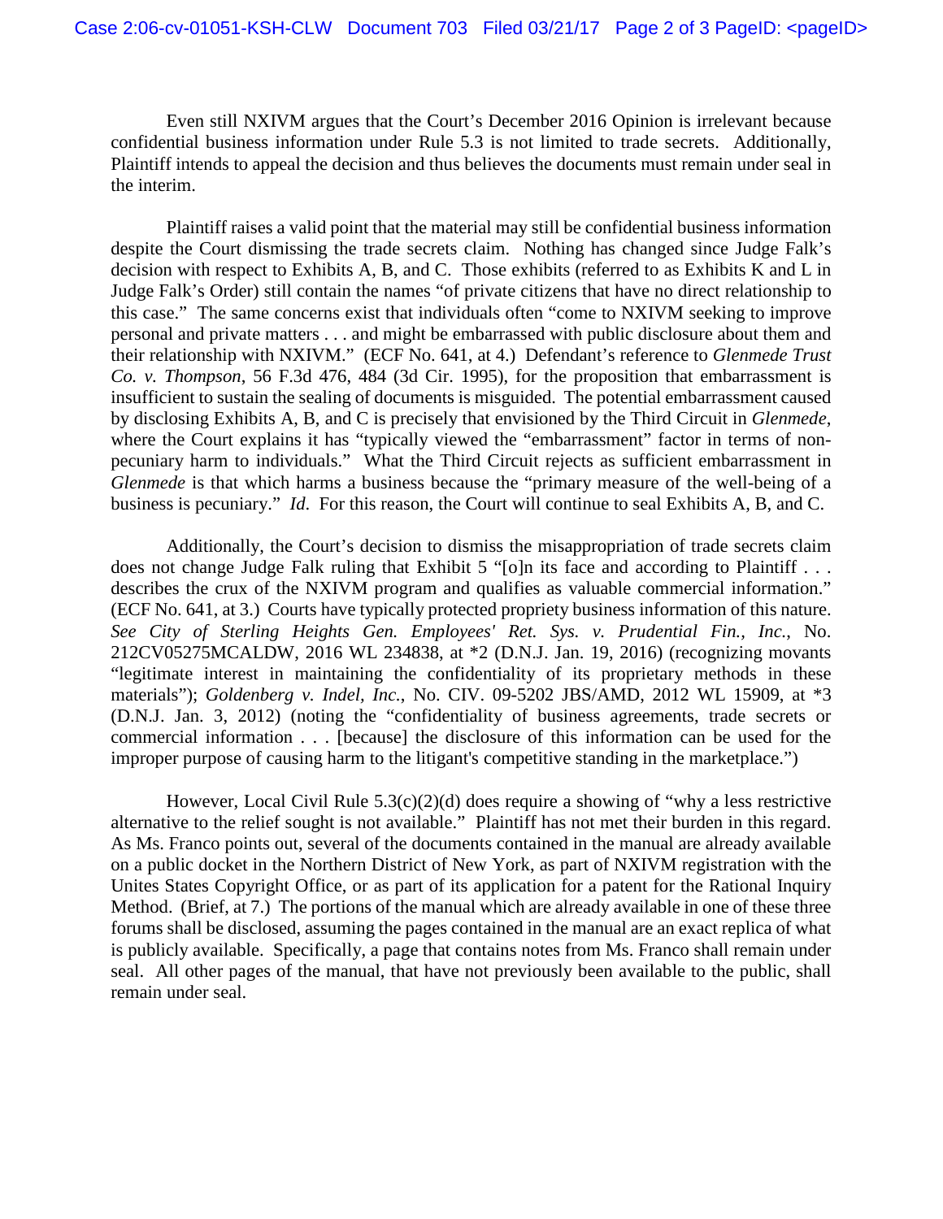Even still NXIVM argues that the Court's December 2016 Opinion is irrelevant because confidential business information under Rule 5.3 is not limited to trade secrets. Additionally, Plaintiff intends to appeal the decision and thus believes the documents must remain under seal in the interim.

Plaintiff raises a valid point that the material may still be confidential business information despite the Court dismissing the trade secrets claim. Nothing has changed since Judge Falk's decision with respect to Exhibits A, B, and C. Those exhibits (referred to as Exhibits K and L in Judge Falk's Order) still contain the names "of private citizens that have no direct relationship to this case." The same concerns exist that individuals often "come to NXIVM seeking to improve personal and private matters . . . and might be embarrassed with public disclosure about them and their relationship with NXIVM." (ECF No. 641, at 4.) Defendant's reference to *Glenmede Trust Co. v. Thompson*, 56 F.3d 476, 484 (3d Cir. 1995), for the proposition that embarrassment is insufficient to sustain the sealing of documents is misguided. The potential embarrassment caused by disclosing Exhibits A, B, and C is precisely that envisioned by the Third Circuit in *Glenmede*, where the Court explains it has "typically viewed the "embarrassment" factor in terms of non-pecuniary harm to individuals." What the Third Circuit rejects as sufficient embarrassment in *Glenmede* is that which harms a business because the "primary measure of the well-being of a business is pecuniary." *Id*. For this reason, the Court will continue to seal Exhibits A, B, and C.

Additionally, the Court's decision to dismiss the misappropriation of trade secrets claim does not change Judge Falk ruling that Exhibit 5 "[o]n its face and according to Plaintiff . . . describes the crux of the NXIVM program and qualifies as valuable commercial information." (ECF No. 641, at 3.) Courts have typically protected propriety business information of this nature. *See City of Sterling Heights Gen. Employees' Ret. Sys. v. Prudential Fin., Inc.*, No. 212CV05275MCALDW, 2016 WL 234838, at *2 (D.N.J. Jan. 19, 2016) (recognizing movants "legitimate interest in maintaining the confidentiality of its proprietary methods in these materials"); *Goldenberg v. Indel, Inc.*, No. CIV. 09-5202 JBS/AMD, 2012 WL 15909, at *3 (D.N.J. Jan. 3, 2012) (noting the "confidentiality of business agreements, trade secrets or commercial information . . . [because] the disclosure of this information can be used for the improper purpose of causing harm to the litigant's competitive standing in the marketplace.")

However, Local Civil Rule 5.3(c)(2)(d) does require a showing of "why a less restrictive alternative to the relief sought is not available." Plaintiff has not met their burden in this regard. As Ms. Franco points out, several of the documents contained in the manual are already available on a public docket in the Northern District of New York, as part of NXIVM registration with the Unites States Copyright Office, or as part of its application for a patent for the Rational Inquiry Method. (Brief, at 7.) The portions of the manual which are already available in one of these three forums shall be disclosed, assuming the pages contained in the manual are an exact replica of what is publicly available. Specifically, a page that contains notes from Ms. Franco shall remain under seal. All other pages of the manual, that have not previously been available to the public, shall remain under seal.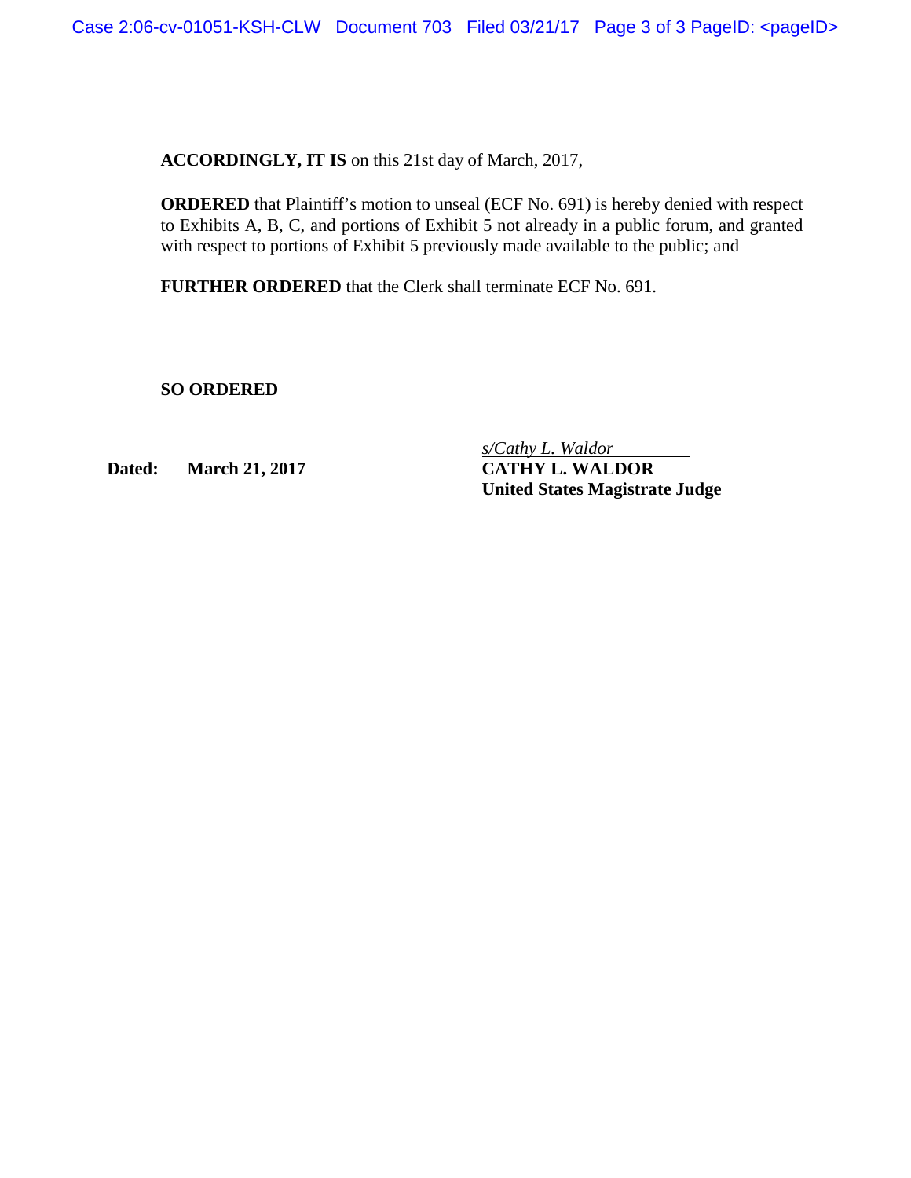**ACCORDINGLY, IT IS** on this 21st day of March, 2017,

**ORDERED** that Plaintiff's motion to unseal (ECF No. 691) is hereby denied with respect to Exhibits A, B, C, and portions of Exhibit 5 not already in a public forum, and granted with respect to portions of Exhibit 5 previously made available to the public; and

**FURTHER ORDERED** that the Clerk shall terminate ECF No. 691.

**SO ORDERED**

*s/Cathy L. Waldor*
**CATHY L. WALDOR**
**United States Magistrate Judge**

**Dated: March 21, 2017**